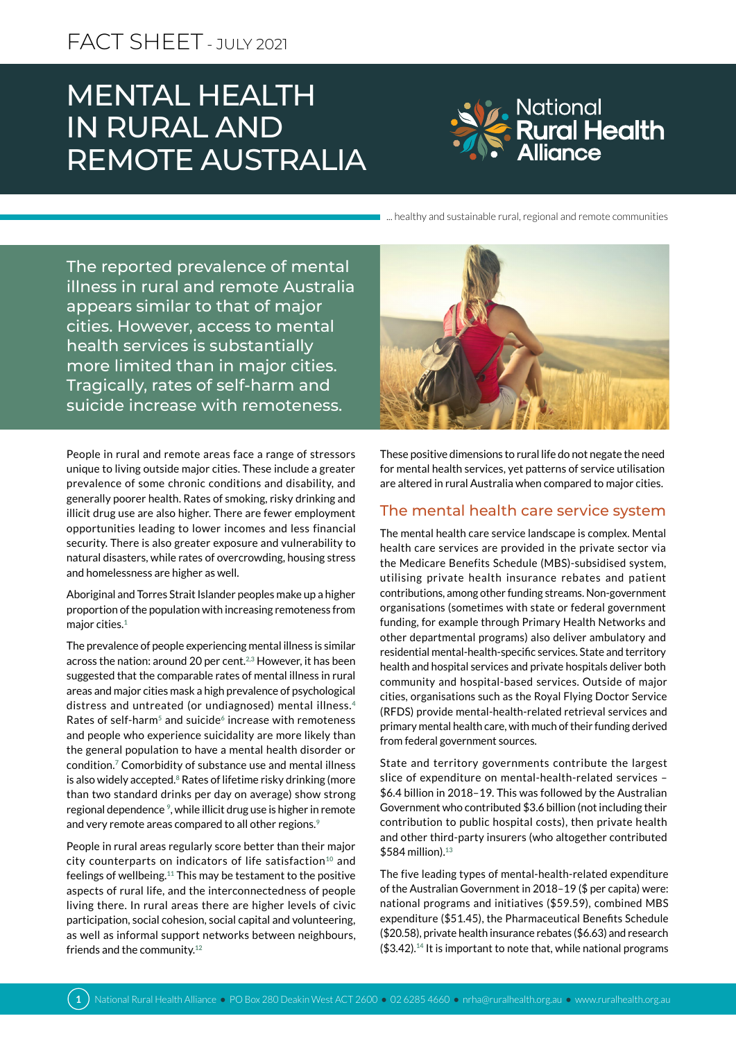FACT SHEET - JULY 2021

# MENTAL HEALTH IN RURAL AND REMOTE AUSTRALIA

National Rural Health Alliance

... healthy and sustainable rural, regional and remote communities

**The reported prevalence of mental illness in rural and remote Australia appears similar to that of major cities. However, access to mental health services is substantially more limited than in major cities. Tragically, rates of self-harm and suicide increase with remoteness.**

People in rural and remote areas face a range of stressors unique to living outside major cities. These include a greater prevalence of some chronic conditions and disability, and generally poorer health. Rates of smoking, risky drinking and illicit drug use are also higher. There are fewer employment opportunities leading to lower incomes and less financial security. There is also greater exposure and vulnerability to natural disasters, while rates of overcrowding, housing stress and homelessness are higher as well.

Aboriginal and Torres Strait Islander peoples make up a higher proportion of the population with increasing remoteness from major cities.[1]

The prevalence of people experiencing mental illness is similar across the nation: around 20 per cent.[2,3] However, it has been suggested that the comparable rates of mental illness in rural areas and major cities mask a high prevalence of psychological distress and untreated (or undiagnosed) mental illness.[4] Rates of self-harm[5] and suicide[6] increase with remoteness and people who experience suicidality are more likely than the general population to have a mental health disorder or condition.[7] Comorbidity of substance use and mental illness is also widely accepted.[8] Rates of lifetime risky drinking (more than two standard drinks per day on average) show strong regional dependence[9], while illicit drug use is higher in remote and very remote areas compared to all other regions.[9]

People in rural areas regularly score better than their major city counterparts on indicators of life satisfaction[10] and feelings of wellbeing.[11] This may be testament to the positive aspects of rural life, and the interconnectedness of people living there. In rural areas there are higher levels of civic participation, social cohesion, social capital and volunteering, as well as informal support networks between neighbours, friends and the community.[12]

These positive dimensions to rural life do not negate the need for mental health services, yet patterns of service utilisation are altered in rural Australia when compared to major cities.

## The mental health care service system

The mental health care service landscape is complex. Mental health care services are provided in the private sector via the Medicare Benefits Schedule (MBS)-subsidised system, utilising private health insurance rebates and patient contributions, among other funding streams. Non-government organisations (sometimes with state or federal government funding, for example through Primary Health Networks and other departmental programs) also deliver ambulatory and residential mental-health-specific services. State and territory health and hospital services and private hospitals deliver both community and hospital-based services. Outside of major cities, organisations such as the Royal Flying Doctor Service (RFDS) provide mental-health-related retrieval services and primary mental health care, with much of their funding derived from federal government sources.

State and territory governments contribute the largest slice of expenditure on mental-health-related services – $6.4 billion in 2018–19. This was followed by the Australian Government who contributed $3.6 billion (not including their contribution to public hospital costs), then private health and other third-party insurers (who altogether contributed $584 million).[13]

The five leading types of mental-health-related expenditure of the Australian Government in 2018–19 ($ per capita) were: national programs and initiatives ($59.59), combined MBS expenditure ($51.45), the Pharmaceutical Benefits Schedule ($20.58), private health insurance rebates ($6.63) and research ($3.42).[14] It is important to note that, while national programs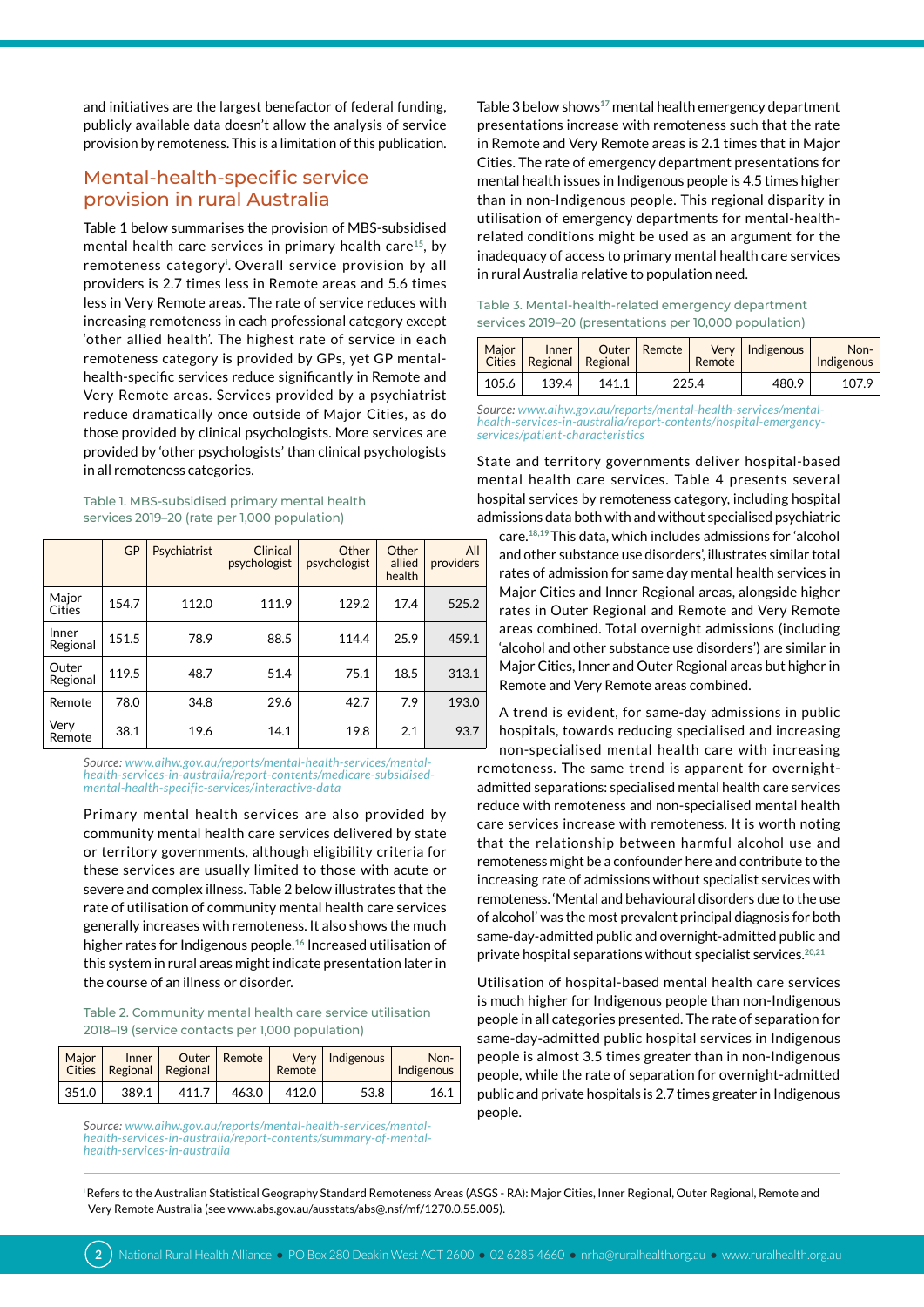and initiatives are the largest benefactor of federal funding, publicly available data doesn't allow the analysis of service provision by remoteness. This is a limitation of this publication.

## Mental-health-specific service provision in rural Australia

Table 1 below summarises the provision of MBS-subsidised mental health care services in primary health care[15], by remoteness category[i]. Overall service provision by all providers is 2.7 times less in Remote areas and 5.6 times less in Very Remote areas. The rate of service reduces with increasing remoteness in each professional category except 'other allied health'. The highest rate of service in each remoteness category is provided by GPs, yet GP mental-health-specific services reduce significantly in Remote and Very Remote areas. Services provided by a psychiatrist reduce dramatically once outside of Major Cities, as do those provided by clinical psychologists. More services are provided by 'other psychologists' than clinical psychologists in all remoteness categories.

Table 1. MBS-subsidised primary mental health services 2019–20 (rate per 1,000 population)

| | GP | Psychiatrist | Clinical psychologist | Other psychologist | Other allied health | All providers |
|---|---|---|---|---|---|---|
| Major Cities | 154.7 | 112.0 | 111.9 | 129.2 | 17.4 | 525.2 |
| Inner Regional | 151.5 | 78.9 | 88.5 | 114.4 | 25.9 | 459.1 |
| Outer Regional | 119.5 | 48.7 | 51.4 | 75.1 | 18.5 | 313.1 |
| Remote | 78.0 | 34.8 | 29.6 | 42.7 | 7.9 | 193.0 |
| Very Remote | 38.1 | 19.6 | 14.1 | 19.8 | 2.1 | 93.7 |

*Source: www.aihw.gov.au/reports/mental-health-services/mental-health-services-in-australia/report-contents/medicare-subsidised-mental-health-specific-services/interactive-data*

Primary mental health services are also provided by community mental health care services delivered by state or territory governments, although eligibility criteria for these services are usually limited to those with acute or severe and complex illness. Table 2 below illustrates that the rate of utilisation of community mental health care services generally increases with remoteness. It also shows the much higher rates for Indigenous people.[16] Increased utilisation of this system in rural areas might indicate presentation later in the course of an illness or disorder.

Table 2. Community mental health care service utilisation 2018–19 (service contacts per 1,000 population)

| Major Cities | Inner Regional | Outer Regional | Remote | Very Remote | Indigenous | Non-Indigenous |
|---|---|---|---|---|---|---|
| 351.0 | 389.1 | 411.7 | 463.0 | 412.0 | 53.8 | 16.1 |

*Source: www.aihw.gov.au/reports/mental-health-services/mental-health-services-in-australia/report-contents/summary-of-mental-health-services-in-australia*

Table 3 below shows[17] mental health emergency department presentations increase with remoteness such that the rate in Remote and Very Remote areas is 2.1 times that in Major Cities. The rate of emergency department presentations for mental health issues in Indigenous people is 4.5 times higher than in non-Indigenous people. This regional disparity in utilisation of emergency departments for mental-health-related conditions might be used as an argument for the inadequacy of access to primary mental health care services in rural Australia relative to population need.

Table 3. Mental-health-related emergency department services 2019–20 (presentations per 10,000 population)

| Major Cities | Inner Regional | Outer Regional | Remote | Very Remote | Indigenous | Non-Indigenous |
|---|---|---|---|---|---|---|
| 105.6 | 139.4 | 141.1 | 225.4 | | 480.9 | 107.9 |

*Source: www.aihw.gov.au/reports/mental-health-services/mental-health-services-in-australia/report-contents/hospital-emergency-services/patient-characteristics*

State and territory governments deliver hospital-based mental health care services. Table 4 presents several hospital services by remoteness category, including hospital admissions data both with and without specialised psychiatric care.[18,19] This data, which includes admissions for 'alcohol and other substance use disorders', illustrates similar total rates of admission for same day mental health services in Major Cities and Inner Regional areas, alongside higher rates in Outer Regional and Remote and Very Remote areas combined. Total overnight admissions (including 'alcohol and other substance use disorders') are similar in Major Cities, Inner and Outer Regional areas but higher in Remote and Very Remote areas combined.

A trend is evident, for same-day admissions in public hospitals, towards reducing specialised and increasing non-specialised mental health care with increasing remoteness. The same trend is apparent for overnight-admitted separations: specialised mental health care services reduce with remoteness and non-specialised mental health care services increase with remoteness. It is worth noting that the relationship between harmful alcohol use and remoteness might be a confounder here and contribute to the increasing rate of admissions without specialist services with remoteness. 'Mental and behavioural disorders due to the use of alcohol' was the most prevalent principal diagnosis for both same-day-admitted public and overnight-admitted public and private hospital separations without specialist services.[20,21]

Utilisation of hospital-based mental health care services is much higher for Indigenous people than non-Indigenous people in all categories presented. The rate of separation for same-day-admitted public hospital services in Indigenous people is almost 3.5 times greater than in non-Indigenous people, while the rate of separation for overnight-admitted public and private hospitals is 2.7 times greater in Indigenous people.

---

[i] Refers to the Australian Statistical Geography Standard Remoteness Areas (ASGS - RA): Major Cities, Inner Regional, Outer Regional, Remote and Very Remote Australia (see www.abs.gov.au/ausstats/abs@.nsf/mf/1270.0.55.005).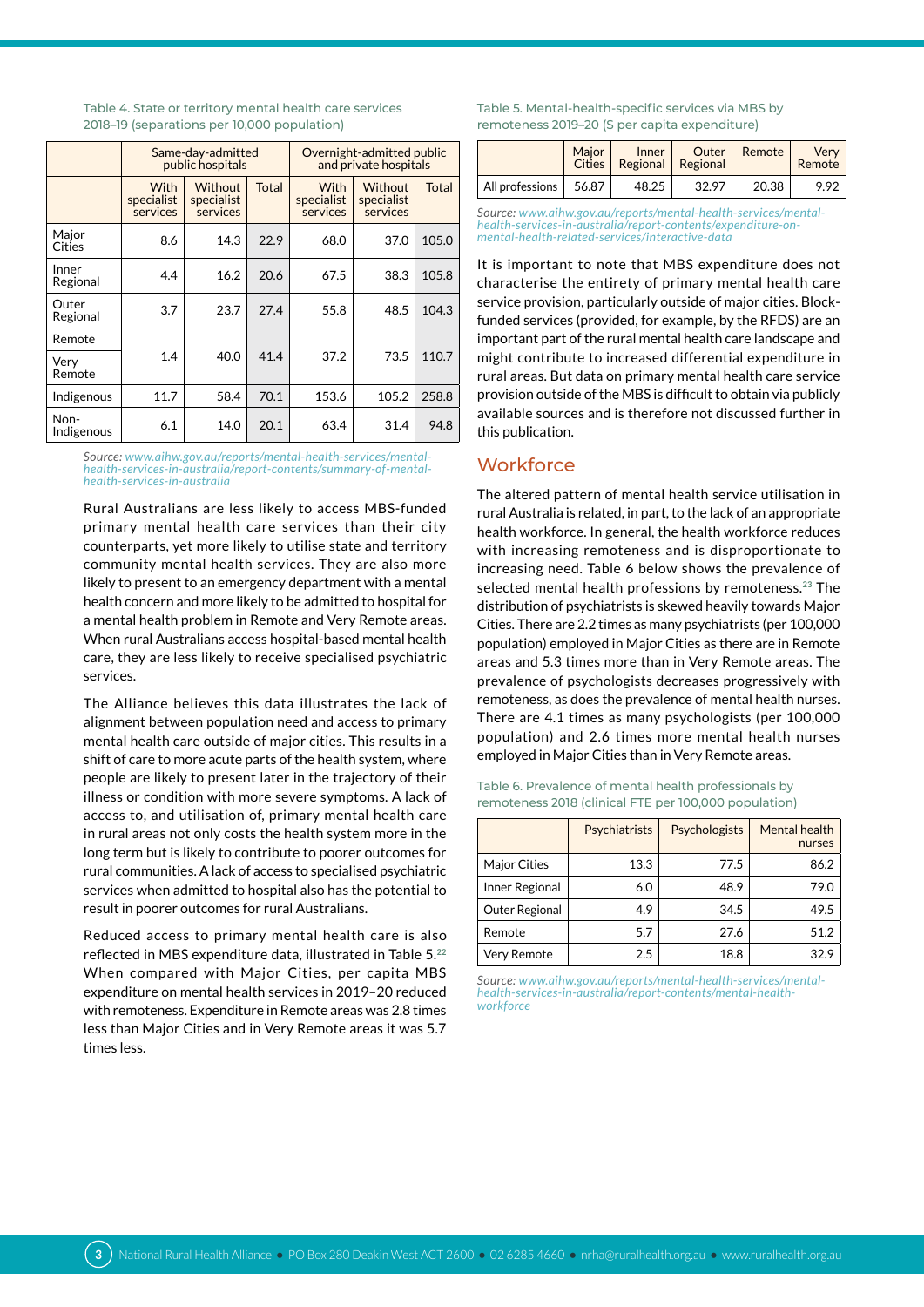Table 4. State or territory mental health care services 2018–19 (separations per 10,000 population)

| | Same-day-admitted public hospitals | | | Overnight-admitted public and private hospitals | | |
|---|---|---|---|---|---|---|
| | With specialist services | Without specialist services | Total | With specialist services | Without specialist services | Total |
| Major Cities | 8.6 | 14.3 | 22.9 | 68.0 | 37.0 | 105.0 |
| Inner Regional | 4.4 | 16.2 | 20.6 | 67.5 | 38.3 | 105.8 |
| Outer Regional | 3.7 | 23.7 | 27.4 | 55.8 | 48.5 | 104.3 |
| Remote / Very Remote | 1.4 | 40.0 | 41.4 | 37.2 | 73.5 | 110.7 |
| Indigenous | 11.7 | 58.4 | 70.1 | 153.6 | 105.2 | 258.8 |
| Non-Indigenous | 6.1 | 14.0 | 20.1 | 63.4 | 31.4 | 94.8 |

*Source: www.aihw.gov.au/reports/mental-health-services/mental-health-services-in-australia/report-contents/summary-of-mental-health-services-in-australia*

Rural Australians are less likely to access MBS-funded primary mental health care services than their city counterparts, yet more likely to utilise state and territory community mental health services. They are also more likely to present to an emergency department with a mental health concern and more likely to be admitted to hospital for a mental health problem in Remote and Very Remote areas. When rural Australians access hospital-based mental health care, they are less likely to receive specialised psychiatric services.

The Alliance believes this data illustrates the lack of alignment between population need and access to primary mental health care outside of major cities. This results in a shift of care to more acute parts of the health system, where people are likely to present later in the trajectory of their illness or condition with more severe symptoms. A lack of access to, and utilisation of, primary mental health care in rural areas not only costs the health system more in the long term but is likely to contribute to poorer outcomes for rural communities. A lack of access to specialised psychiatric services when admitted to hospital also has the potential to result in poorer outcomes for rural Australians.

Reduced access to primary mental health care is also reflected in MBS expenditure data, illustrated in Table 5.[22] When compared with Major Cities, per capita MBS expenditure on mental health services in 2019–20 reduced with remoteness. Expenditure in Remote areas was 2.8 times less than Major Cities and in Very Remote areas it was 5.7 times less.

Table 5. Mental-health-specific services via MBS by remoteness 2019–20 ($ per capita expenditure)

| | Major Cities | Inner Regional | Outer Regional | Remote | Very Remote |
|---|---|---|---|---|---|
| All professions | 56.87 | 48.25 | 32.97 | 20.38 | 9.92 |

*Source: www.aihw.gov.au/reports/mental-health-services/mental-health-services-in-australia/report-contents/expenditure-on-mental-health-related-services/interactive-data*

It is important to note that MBS expenditure does not characterise the entirety of primary mental health care service provision, particularly outside of major cities. Block-funded services (provided, for example, by the RFDS) are an important part of the rural mental health care landscape and might contribute to increased differential expenditure in rural areas. But data on primary mental health care service provision outside of the MBS is difficult to obtain via publicly available sources and is therefore not discussed further in this publication.

## Workforce

The altered pattern of mental health service utilisation in rural Australia is related, in part, to the lack of an appropriate health workforce. In general, the health workforce reduces with increasing remoteness and is disproportionate to increasing need. Table 6 below shows the prevalence of selected mental health professions by remoteness.[23] The distribution of psychiatrists is skewed heavily towards Major Cities. There are 2.2 times as many psychiatrists (per 100,000 population) employed in Major Cities as there are in Remote areas and 5.3 times more than in Very Remote areas. The prevalence of psychologists decreases progressively with remoteness, as does the prevalence of mental health nurses. There are 4.1 times as many psychologists (per 100,000 population) and 2.6 times more mental health nurses employed in Major Cities than in Very Remote areas.

Table 6. Prevalence of mental health professionals by remoteness 2018 (clinical FTE per 100,000 population)

| | Psychiatrists | Psychologists | Mental health nurses |
|---|---|---|---|
| Major Cities | 13.3 | 77.5 | 86.2 |
| Inner Regional | 6.0 | 48.9 | 79.0 |
| Outer Regional | 4.9 | 34.5 | 49.5 |
| Remote | 5.7 | 27.6 | 51.2 |
| Very Remote | 2.5 | 18.8 | 32.9 |

*Source: www.aihw.gov.au/reports/mental-health-services/mental-health-services-in-australia/report-contents/mental-health-workforce*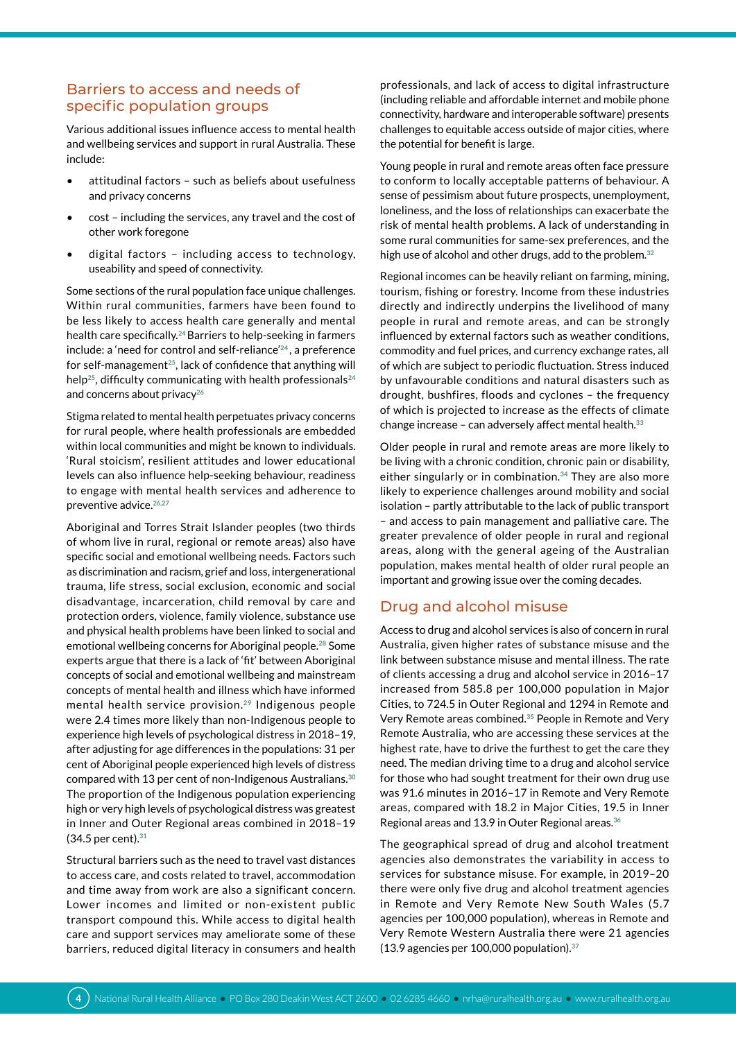## Barriers to access and needs of specific population groups

Various additional issues influence access to mental health and wellbeing services and support in rural Australia. These include:

- attitudinal factors – such as beliefs about usefulness and privacy concerns
- cost – including the services, any travel and the cost of other work foregone
- digital factors – including access to technology, useability and speed of connectivity.

Some sections of the rural population face unique challenges. Within rural communities, farmers have been found to be less likely to access health care generally and mental health care specifically.[24] Barriers to help-seeking in farmers include: a 'need for control and self-reliance'[24], a preference for self-management[25], lack of confidence that anything will help[25], difficulty communicating with health professionals[24] and concerns about privacy[26]

Stigma related to mental health perpetuates privacy concerns for rural people, where health professionals are embedded within local communities and might be known to individuals. 'Rural stoicism', resilient attitudes and lower educational levels can also influence help-seeking behaviour, readiness to engage with mental health services and adherence to preventive advice.[26,27]

Aboriginal and Torres Strait Islander peoples (two thirds of whom live in rural, regional or remote areas) also have specific social and emotional wellbeing needs. Factors such as discrimination and racism, grief and loss, intergenerational trauma, life stress, social exclusion, economic and social disadvantage, incarceration, child removal by care and protection orders, violence, family violence, substance use and physical health problems have been linked to social and emotional wellbeing concerns for Aboriginal people.[28] Some experts argue that there is a lack of 'fit' between Aboriginal concepts of social and emotional wellbeing and mainstream concepts of mental health and illness which have informed mental health service provision.[29] Indigenous people were 2.4 times more likely than non-Indigenous people to experience high levels of psychological distress in 2018–19, after adjusting for age differences in the populations: 31 per cent of Aboriginal people experienced high levels of distress compared with 13 per cent of non-Indigenous Australians.[30] The proportion of the Indigenous population experiencing high or very high levels of psychological distress was greatest in Inner and Outer Regional areas combined in 2018–19 (34.5 per cent).[31]

Structural barriers such as the need to travel vast distances to access care, and costs related to travel, accommodation and time away from work are also a significant concern. Lower incomes and limited or non-existent public transport compound this. While access to digital health care and support services may ameliorate some of these barriers, reduced digital literacy in consumers and health professionals, and lack of access to digital infrastructure (including reliable and affordable internet and mobile phone connectivity, hardware and interoperable software) presents challenges to equitable access outside of major cities, where the potential for benefit is large.

Young people in rural and remote areas often face pressure to conform to locally acceptable patterns of behaviour. A sense of pessimism about future prospects, unemployment, loneliness, and the loss of relationships can exacerbate the risk of mental health problems. A lack of understanding in some rural communities for same-sex preferences, and the high use of alcohol and other drugs, add to the problem.[32]

Regional incomes can be heavily reliant on farming, mining, tourism, fishing or forestry. Income from these industries directly and indirectly underpins the livelihood of many people in rural and remote areas, and can be strongly influenced by external factors such as weather conditions, commodity and fuel prices, and currency exchange rates, all of which are subject to periodic fluctuation. Stress induced by unfavourable conditions and natural disasters such as drought, bushfires, floods and cyclones – the frequency of which is projected to increase as the effects of climate change increase – can adversely affect mental health.[33]

Older people in rural and remote areas are more likely to be living with a chronic condition, chronic pain or disability, either singularly or in combination.[34] They are also more likely to experience challenges around mobility and social isolation – partly attributable to the lack of public transport – and access to pain management and palliative care. The greater prevalence of older people in rural and regional areas, along with the general ageing of the Australian population, makes mental health of older rural people an important and growing issue over the coming decades.

## Drug and alcohol misuse

Access to drug and alcohol services is also of concern in rural Australia, given higher rates of substance misuse and the link between substance misuse and mental illness. The rate of clients accessing a drug and alcohol service in 2016–17 increased from 585.8 per 100,000 population in Major Cities, to 724.5 in Outer Regional and 1294 in Remote and Very Remote areas combined.[35] People in Remote and Very Remote Australia, who are accessing these services at the highest rate, have to drive the furthest to get the care they need. The median driving time to a drug and alcohol service for those who had sought treatment for their own drug use was 91.6 minutes in 2016–17 in Remote and Very Remote areas, compared with 18.2 in Major Cities, 19.5 in Inner Regional areas and 13.9 in Outer Regional areas.[36]

The geographical spread of drug and alcohol treatment agencies also demonstrates the variability in access to services for substance misuse. For example, in 2019–20 there were only five drug and alcohol treatment agencies in Remote and Very Remote New South Wales (5.7 agencies per 100,000 population), whereas in Remote and Very Remote Western Australia there were 21 agencies (13.9 agencies per 100,000 population).[37]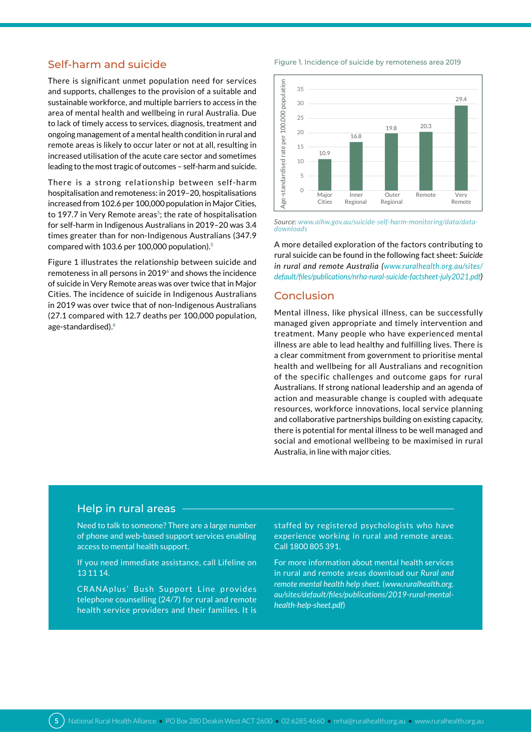## Self-harm and suicide

There is significant unmet population need for services and supports, challenges to the provision of a suitable and sustainable workforce, and multiple barriers to access in the area of mental health and wellbeing in rural Australia. Due to lack of timely access to services, diagnosis, treatment and ongoing management of a mental health condition in rural and remote areas is likely to occur later or not at all, resulting in increased utilisation of the acute care sector and sometimes leading to the most tragic of outcomes – self-harm and suicide.

There is a strong relationship between self-harm hospitalisation and remoteness: in 2019–20, hospitalisations increased from 102.6 per 100,000 population in Major Cities, to 197.7 in Very Remote areas[5]; the rate of hospitalisation for self-harm in Indigenous Australians in 2019–20 was 3.4 times greater than for non-Indigenous Australians (347.9 compared with 103.6 per 100,000 population).[5]

Figure 1 illustrates the relationship between suicide and remoteness in all persons in 2019[6] and shows the incidence of suicide in Very Remote areas was over twice that in Major Cities. The incidence of suicide in Indigenous Australians in 2019 was over twice that of non-Indigenous Australians (27.1 compared with 12.7 deaths per 100,000 population, age-standardised).[6]

Figure 1. Incidence of suicide by remoteness area 2019

| Remoteness area | Age-standardised rate per 100,000 population |
|---|---|
| Major Cities | 10.9 |
| Inner Regional | 16.8 |
| Outer Regional | 19.8 |
| Remote | 20.3 |
| Very Remote | 29.4 |

*Source: www.aihw.gov.au/suicide-self-harm-monitoring/data/data-downloads*

A more detailed exploration of the factors contributing to rural suicide can be found in the following fact sheet: *Suicide in rural and remote Australia* (*www.ruralhealth.org.au/sites/default/files/publications/nrha-rural-suicide-factsheet-july2021.pdf*)

## Conclusion

Mental illness, like physical illness, can be successfully managed given appropriate and timely intervention and treatment. Many people who have experienced mental illness are able to lead healthy and fulfilling lives. There is a clear commitment from government to prioritise mental health and wellbeing for all Australians and recognition of the specific challenges and outcome gaps for rural Australians. If strong national leadership and an agenda of action and measurable change is coupled with adequate resources, workforce innovations, local service planning and collaborative partnerships building on existing capacity, there is potential for mental illness to be well managed and social and emotional wellbeing to be maximised in rural Australia, in line with major cities.

### Help in rural areas

Need to talk to someone? There are a large number of phone and web-based support services enabling access to mental health support.

If you need immediate assistance, call Lifeline on 13 11 14.

CRANAplus' Bush Support Line provides telephone counselling (24/7) for rural and remote health service providers and their families. It is staffed by registered psychologists who have experience working in rural and remote areas. Call 1800 805 391.

For more information about mental health services in rural and remote areas download our *Rural and remote mental health help sheet*. (*www.ruralhealth.org.au/sites/default/files/publications/2019-rural-mental-health-help-sheet.pdf*)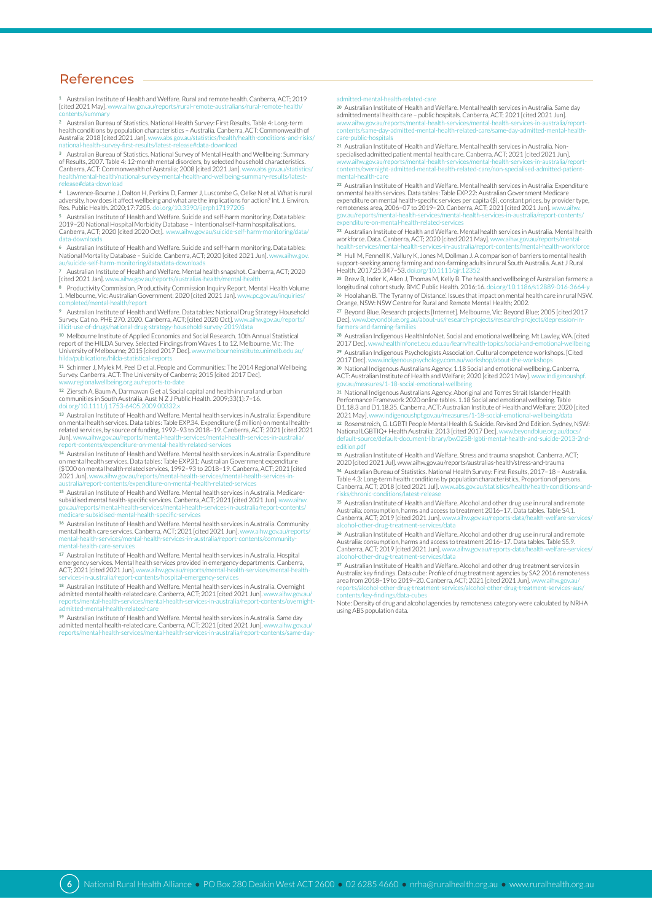## References

[1] Australian Institute of Health and Welfare. Rural and remote health. Canberra, ACT; 2019 [cited 2021 May]. www.aihw.gov.au/reports/rural-remote-australians/rural-remote-health/contents/summary

[2] Australian Bureau of Statistics. National Health Survey: First Results. Table 4: Long-term health conditions by population characteristics – Australia. Canberra, ACT: Commonwealth of Australia; 2018 [cited 2021 Jan]. www.abs.gov.au/statistics/health/health-conditions-and-risks/national-health-survey-first-results/latest-release#data-download

[3] Australian Bureau of Statistics. National Survey of Mental Health and Wellbeing: Summary of Results, 2007. Table 4: 12-month mental disorders, by selected household characteristics. Canberra, ACT: Commonwealth of Australia; 2008 [cited 2021 Jan]. www.abs.gov.au/statistics/health/mental-health/national-survey-mental-health-and-wellbeing-summary-results/latest-release#data-download

[4] Lawrence-Bourne J, Dalton H, Perkins D, Farmer J, Luscombe G, Oelke N et al. What is rural adversity, how does it affect wellbeing and what are the implications for action? Int. J. Environ. Res. Public Health. 2020;17:7205. doi.org/10.3390/ijerph17197205

[5] Australian Institute of Health and Welfare. Suicide and self-harm monitoring. Data tables: 2019–20 National Hospital Morbidity Database – Intentional self-harm hospitalisations. Canberra, ACT; 2020 [cited 2020 Oct]. www.aihw.gov.au/suicide-self-harm-monitoring/data/data-downloads

[6] Australian Institute of Health and Welfare. Suicide and self-harm monitoring. Data tables: National Mortality Database – Suicide. Canberra, ACT; 2020 [cited 2021 Jun]. www.aihw.gov.au/suicide-self-harm-monitoring/data/data-downloads

[7] Australian Institute of Health and Welfare. Mental health snapshot. Canberra, ACT; 2020 [cited 2021 Jan]. www.aihw.gov.au/reports/australias-health/mental-health

[8] Productivity Commission. Productivity Commission Inquiry Report. Mental Health Volume 1. Melbourne, Vic: Australian Government; 2020 [cited 2021 Jan]. www.pc.gov.au/inquiries/completed/mental-health/report

[9] Australian Institute of Health and Welfare. Data tables: National Drug Strategy Household Survey. Cat no. PHE 270. 2020. Canberra, ACT; [cited 2020 Oct]. www.aihw.gov.au/reports/illicit-use-of-drugs/national-drug-strategy-household-survey-2019/data

[10] Melbourne Institute of Applied Economics and Social Research. 10th Annual Statistical report of the HILDA Survey. Selected Findings from Waves 1 to 12. Melbourne, Vic: The University of Melbourne; 2015 [cited 2017 Dec]. www.melbourneinstitute.unimelb.edu.au/hilda/publications/hilda-statistical-reports

[11] Schirmer J, Mylek M, Peel D et al. People and Communities: The 2014 Regional Wellbeing Survey. Canberra, ACT: The University of Canberra; 2015 [cited 2017 Dec]. www.regionalwellbeing.org.au/reports-to-date

[12] Ziersch A, Baum A, Darmawan G et al. Social capital and health in rural and urban communities in South Australia. Aust N Z J Public Health. 2009;33(1):7–16. doi.org/10.1111/j.1753-6405.2009.00332.x

[13] Australian Institute of Health and Welfare. Mental health services in Australia: Expenditure on mental health services. Data tables: Table EXP.34. Expenditure ($ million) on mental health-related services, by source of funding, 1992–93 to 2018–19. Canberra, ACT; 2021 [cited 2021 Jun]. www.aihw.gov.au/reports/mental-health-services/mental-health-services-in-australia/report-contents/expenditure-on-mental-health-related-services

[14] Australian Institute of Health and Welfare. Mental health services in Australia: Expenditure on mental health services. Data tables: Table EXP.31: Australian Government expenditure ($'000 on mental health-related services, 1992–93 to 2018–19. Canberra, ACT; 2021 [cited 2021 Jun]. www.aihw.gov.au/reports/mental-health-services/mental-health-services-in-australia/report-contents/expenditure-on-mental-health-related-services

[15] Australian Institute of Health and Welfare. Mental health services in Australia. Medicare-subsidised mental health-specific services. Canberra, ACT; 2021 [cited 2021 Jun]. www.aihw.gov.au/reports/mental-health-services/mental-health-services-in-australia/report-contents/medicare-subsidised-mental-health-specific-services

[16] Australian Institute of Health and Welfare. Mental health services in Australia. Community mental health care services. Canberra, ACT; 2021 [cited 2021 Jun]. www.aihw.gov.au/reports/mental-health-services/mental-health-services-in-australia/report-contents/community-mental-health-care-services

[17] Australian Institute of Health and Welfare. Mental health services in Australia. Hospital emergency services. Mental health services provided in emergency departments. Canberra, ACT; 2021 [cited 2021 Jun]. www.aihw.gov.au/reports/mental-health-services/mental-health-services-in-australia/report-contents/hospital-emergency-services

[18] Australian Institute of Health and Welfare. Mental health services in Australia. Overnight admitted mental health-related care. Canberra, ACT; 2021 [cited 2021 Jun]. www.aihw.gov.au/reports/mental-health-services/mental-health-services-in-australia/report-contents/overnight-admitted-mental-health-related-care

[19] Australian Institute of Health and Welfare. Mental health services in Australia. Same day admitted mental health-related care. Canberra, ACT; 2021 [cited 2021 Jun]. www.aihw.gov.au/reports/mental-health-services/mental-health-services-in-australia/report-contents/same-day-admitted-mental-health-related-care

[20] Australian Institute of Health and Welfare. Mental health services in Australia. Same day admitted mental health care – public hospitals. Canberra, ACT; 2021 [cited 2021 Jun]. www.aihw.gov.au/reports/mental-health-services/mental-health-services-in-australia/report-contents/same-day-admitted-mental-health-related-care/same-day-admitted-mental-health-care-public-hospitals

[21] Australian Institute of Health and Welfare. Mental health services in Australia. Non-specialised admitted patient mental health care. Canberra, ACT; 2021 [cited 2021 Jun]. www.aihw.gov.au/reports/mental-health-services/mental-health-services-in-australia/report-contents/overnight-admitted-mental-health-related-care/non-specialised-admitted-patient-mental-health-care

[22] Australian Institute of Health and Welfare. Mental health services in Australia: Expenditure on mental health services. Data tables: Table EXP.22: Australian Government Medicare expenditure on mental health-specific services per capita ($), constant prices, by provider type, remoteness area, 2006–07 to 2019–20. Canberra, ACT; 2021 [cited 2021 Jun]. www.aihw.gov.au/reports/mental-health-services/mental-health-services-in-australia/report-contents/expenditure-on-mental-health-related-services

[23] Australian Institute of Health and Welfare. Mental health services in Australia. Mental health workforce. Data. Canberra, ACT; 2020 [cited 2021 May]. www.aihw.gov.au/reports/mental-health-services/mental-health-services-in-australia/report-contents/mental-health-workforce

[24] Hull M, Fennell K, Vallury K, Jones M, Dollman J. A comparison of barriers to mental health support-seeking among farming and non-farming adults in rural South Australia. Aust J Rural Health. 2017;25:347–53. doi.org/10.1111/ajr.12352

[25] Brew B, Inder K, Allen J, Thomas M, Kelly B. The health and wellbeing of Australian farmers: a longitudinal cohort study. BMC Public Health. 2016;16. doi.org/10.1186/s12889-016-3664-y

[26] Hoolahan B. 'The Tyranny of Distance'. Issues that impact on mental health care in rural NSW. Orange, NSW: NSW Centre for Rural and Remote Mental Health; 2002.

[27] Beyond Blue. Research projects [Internet]. Melbourne, Vic: Beyond Blue; 2005 [cited 2017 Dec]. www.beyondblue.org.au/about-us/research-projects/research-projects/depression-in-farmers-and-farming-families

[28] Australian Indigenous HealthInfoNet. Social and emotional wellbeing. Mt Lawley, WA. [cited 2017 Dec]. www.healthinfonet.ecu.edu.au/learn/health-topics/social-and-emotional-wellbeing

[29] Australian Indigenous Psychologists Association. Cultural competence workshops. [Cited 2017 Dec]. www.indigenouspsychology.com.au/workshop/about-the-workshops

[30] National Indigenous Australians Agency. 1.18 Social and emotional wellbeing. Canberra, ACT: Australian Institute of Health and Welfare; 2020 [cited 2021 May]. www.indigenoushpf.gov.au/measures/1-18-social-emotional-wellbeing

[31] National Indigenous Australians Agency. Aboriginal and Torres Strait Islander Health Performance Framework 2020 online tables. 1.18 Social and emotional wellbeing. Table D1.18.3 and D1.18.35. Canberra, ACT: Australian Institute of Health and Welfare; 2020 [cited 2021 May]. www.indigenoushpf.gov.au/measures/1-18-social-emotional-wellbeing/data

[32] Rosenstreich, G. LGBTI People Mental Health & Suicide. Revised 2nd Edition. Sydney, NSW: National LGBTIQ+ Health Australia; 2013 [cited 2017 Dec]. www.beyondblue.org.au/docs/default-source/default-document-library/bw0258-lgbti-mental-health-and-suicide-2013-2nd-edition.pdf

[33] Australian Institute of Health and Welfare. Stress and trauma snapshot. Canberra, ACT; 2020 [cited 2021 Jul]. www.aihw.gov.au/reports/australias-health/stress-and-trauma

[34] Australian Bureau of Statistics. National Health Survey: First Results, 2017–18 – Australia. Table 4.3: Long-term health conditions by population characteristics, Proportion of persons. Canberra, ACT; 2018 [cited 2021 Jul]. www.abs.gov.au/statistics/health/health-conditions-and-risks/chronic-conditions/latest-release

[35] Australian Institute of Health and Welfare. Alcohol and other drug use in rural and remote Australia: consumption, harms and access to treatment 2016–17. Data tables. Table S4.1. Canberra, ACT; 2019 [cited 2021 Jun]. www.aihw.gov.au/reports-data/health-welfare-services/alcohol-other-drug-treatment-services/data

[36] Australian Institute of Health and Welfare. Alcohol and other drug use in rural and remote Australia: consumption, harms and access to treatment 2016–17. Data tables. Table S5.9. Canberra, ACT; 2019 [cited 2021 Jun]. www.aihw.gov.au/reports-data/health-welfare-services/alcohol-other-drug-treatment-services/data

[37] Australian Institute of Health and Welfare. Alcohol and other drug treatment services in Australia: key findings. Data cube: Profile of drug treatment agencies by SA2 2016 remoteness area from 2018–19 to 2019–20. Canberra, ACT; 2021 [cited 2021 Jun]. www.aihw.gov.au/reports/alcohol-other-drug-treatment-services/alcohol-other-drug-treatment-services-aus/contents/key-findings/data-cubes

Note: Density of drug and alcohol agencies by remoteness category were calculated by NRHA using ABS population data.

National Rural Health Alliance • PO Box 280 Deakin West ACT 2600 • 02 6285 4660 • nrha@ruralhealth.org.au • www.ruralhealth.org.au